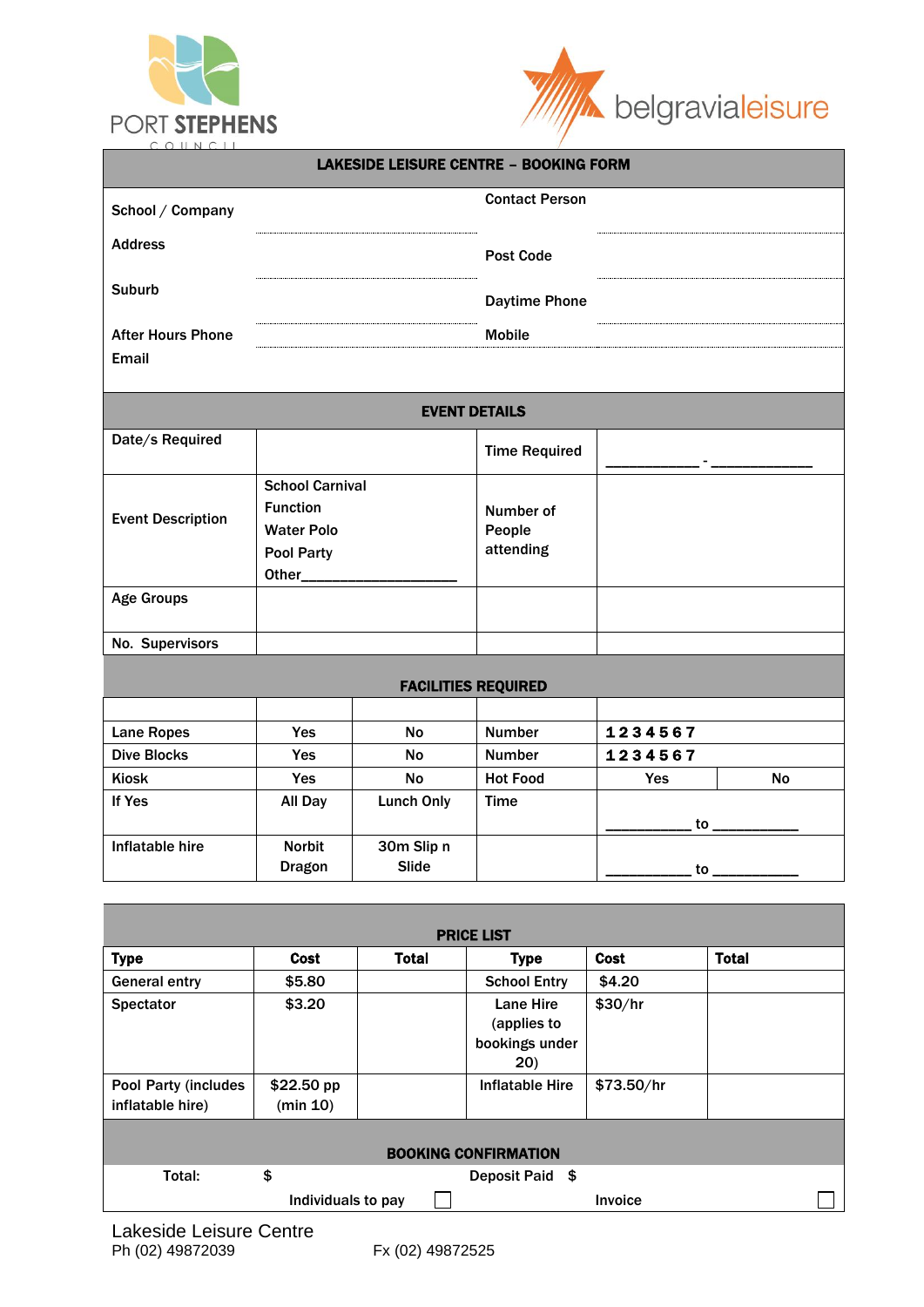PORT STEPHENS COUNCIL

belgravialeisure

# LAKESIDE LEISURE CENTRE – BOOKING FORM

| | | | |
|---|---|---|---|
| School / Company | | Contact Person | |
| Address | | Post Code | |
| Suburb | | Daytime Phone | |
| After Hours Phone | | Mobile | |
| Email | | | |

## EVENT DETAILS

| | | | |
|---|---|---|---|
| Date/s Required | | Time Required | ___________ - ____________ |
| Event Description | School Carnival<br>Function<br>Water Polo<br>Pool Party<br>Other___________________ | Number of People attending | |
| Age Groups | | | |
| No. Supervisors | | | |

## FACILITIES REQUIRED

| | | | | | |
|---|---|---|---|---|---|
| Lane Ropes | Yes | No | Number | 1 2 3 4 5 6 7 | |
| Dive Blocks | Yes | No | Number | 1 2 3 4 5 6 7 | |
| Kiosk | Yes | No | Hot Food | Yes | No |
| If Yes | All Day | Lunch Only | Time | __________ to __________ | |
| Inflatable hire | Norbit Dragon | 30m Slip n Slide | | __________ to __________ | |

## PRICE LIST

| Type | Cost | Total | Type | Cost | Total |
|---|---|---|---|---|---|
| General entry | $5.80 | | School Entry | $4.20 | |
| Spectator | $3.20 | | Lane Hire (applies to bookings under 20) | $30/hr | |
| Pool Party (includes inflatable hire) | $22.50 pp (min 10) | | Inflatable Hire | $73.50/hr | |

## BOOKING CONFIRMATION

Total: $ Deposit Paid $

Individuals to pay ☐ Invoice ☐

Lakeside Leisure Centre
Ph (02) 49872039 Fx (02) 49872525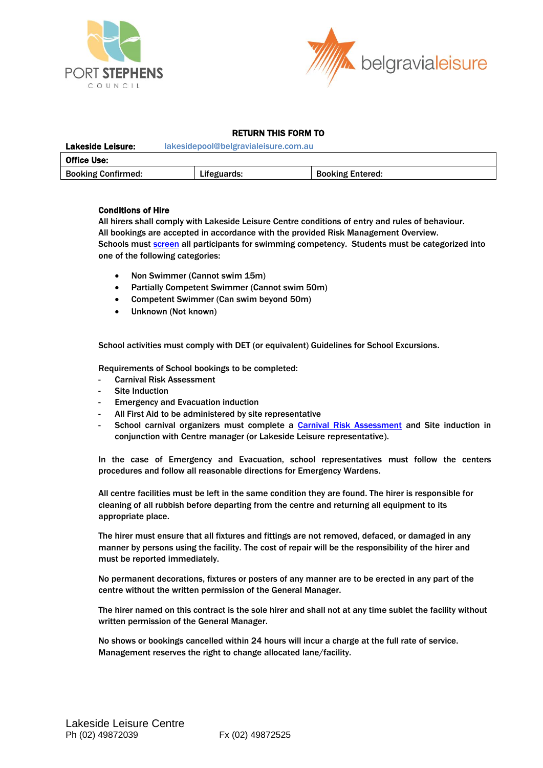**RETURN THIS FORM TO**

**Lakeside Leisure:** lakesidepool@belgravialeisure.com.au

| **Office Use:** | | |
|---|---|---|
| Booking Confirmed: | Lifeguards: | Booking Entered: |

**Conditions of Hire**

All hirers shall comply with Lakeside Leisure Centre conditions of entry and rules of behaviour.
All bookings are accepted in accordance with the provided Risk Management Overview.
Schools must screen all participants for swimming competency. Students must be categorized into one of the following categories:

- Non Swimmer (Cannot swim 15m)
- Partially Competent Swimmer (Cannot swim 50m)
- Competent Swimmer (Can swim beyond 50m)
- Unknown (Not known)

School activities must comply with DET (or equivalent) Guidelines for School Excursions.

Requirements of School bookings to be completed:

- Carnival Risk Assessment
- Site Induction
- Emergency and Evacuation induction
- All First Aid to be administered by site representative
- School carnival organizers must complete a Carnival Risk Assessment and Site induction in conjunction with Centre manager (or Lakeside Leisure representative).

In the case of Emergency and Evacuation, school representatives must follow the centers procedures and follow all reasonable directions for Emergency Wardens.

All centre facilities must be left in the same condition they are found. The hirer is responsible for cleaning of all rubbish before departing from the centre and returning all equipment to its appropriate place.

The hirer must ensure that all fixtures and fittings are not removed, defaced, or damaged in any manner by persons using the facility. The cost of repair will be the responsibility of the hirer and must be reported immediately.

No permanent decorations, fixtures or posters of any manner are to be erected in any part of the centre without the written permission of the General Manager.

The hirer named on this contract is the sole hirer and shall not at any time sublet the facility without written permission of the General Manager.

No shows or bookings cancelled within 24 hours will incur a charge at the full rate of service.
Management reserves the right to change allocated lane/facility.

Lakeside Leisure Centre
Ph (02) 49872039 Fx (02) 49872525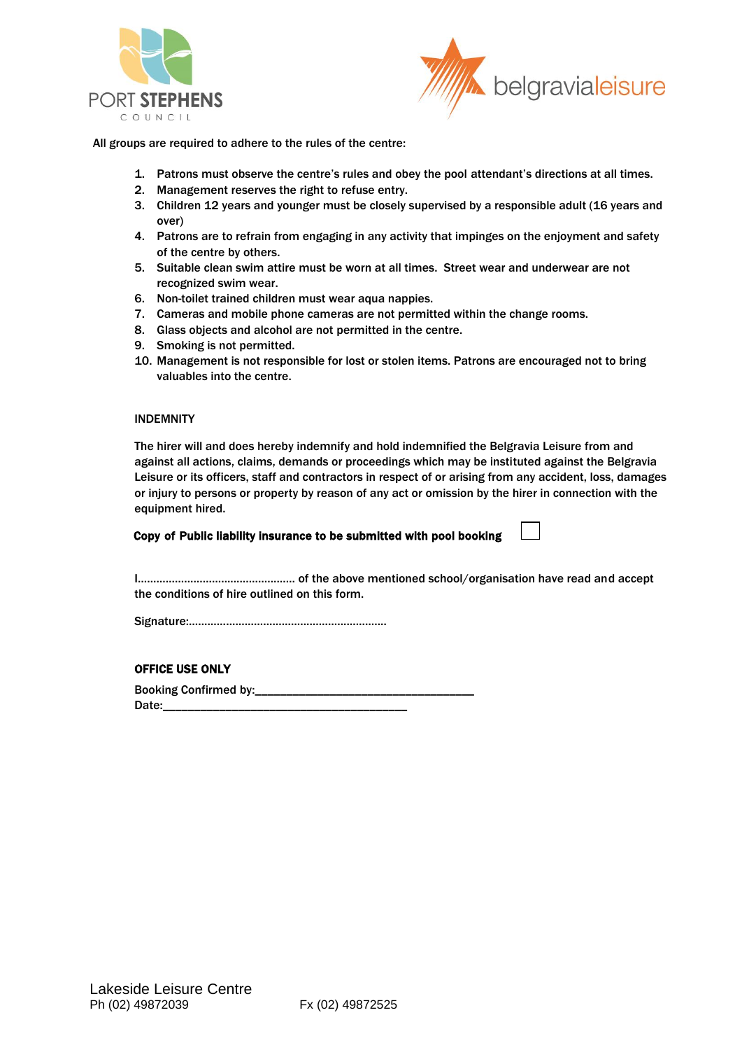All groups are required to adhere to the rules of the centre:

1. Patrons must observe the centre's rules and obey the pool attendant's directions at all times.
2. Management reserves the right to refuse entry.
3. Children 12 years and younger must be closely supervised by a responsible adult (16 years and over)
4. Patrons are to refrain from engaging in any activity that impinges on the enjoyment and safety of the centre by others.
5. Suitable clean swim attire must be worn at all times. Street wear and underwear are not recognized swim wear.
6. Non-toilet trained children must wear aqua nappies.
7. Cameras and mobile phone cameras are not permitted within the change rooms.
8. Glass objects and alcohol are not permitted in the centre.
9. Smoking is not permitted.
10. Management is not responsible for lost or stolen items. Patrons are encouraged not to bring valuables into the centre.

INDEMNITY

The hirer will and does hereby indemnify and hold indemnified the Belgravia Leisure from and against all actions, claims, demands or proceedings which may be instituted against the Belgravia Leisure or its officers, staff and contractors in respect of or arising from any accident, loss, damages or injury to persons or property by reason of any act or omission by the hirer in connection with the equipment hired.

**Copy of Public liability insurance to be submitted with pool booking** ☐

I.................................................. of the above mentioned school/organisation have read and accept the conditions of hire outlined on this form.

Signature:...............................................................

**OFFICE USE ONLY**

Booking Confirmed by:___________________________________

Date:________________________________________

Lakeside Leisure Centre

Ph (02) 49872039 Fx (02) 49872525